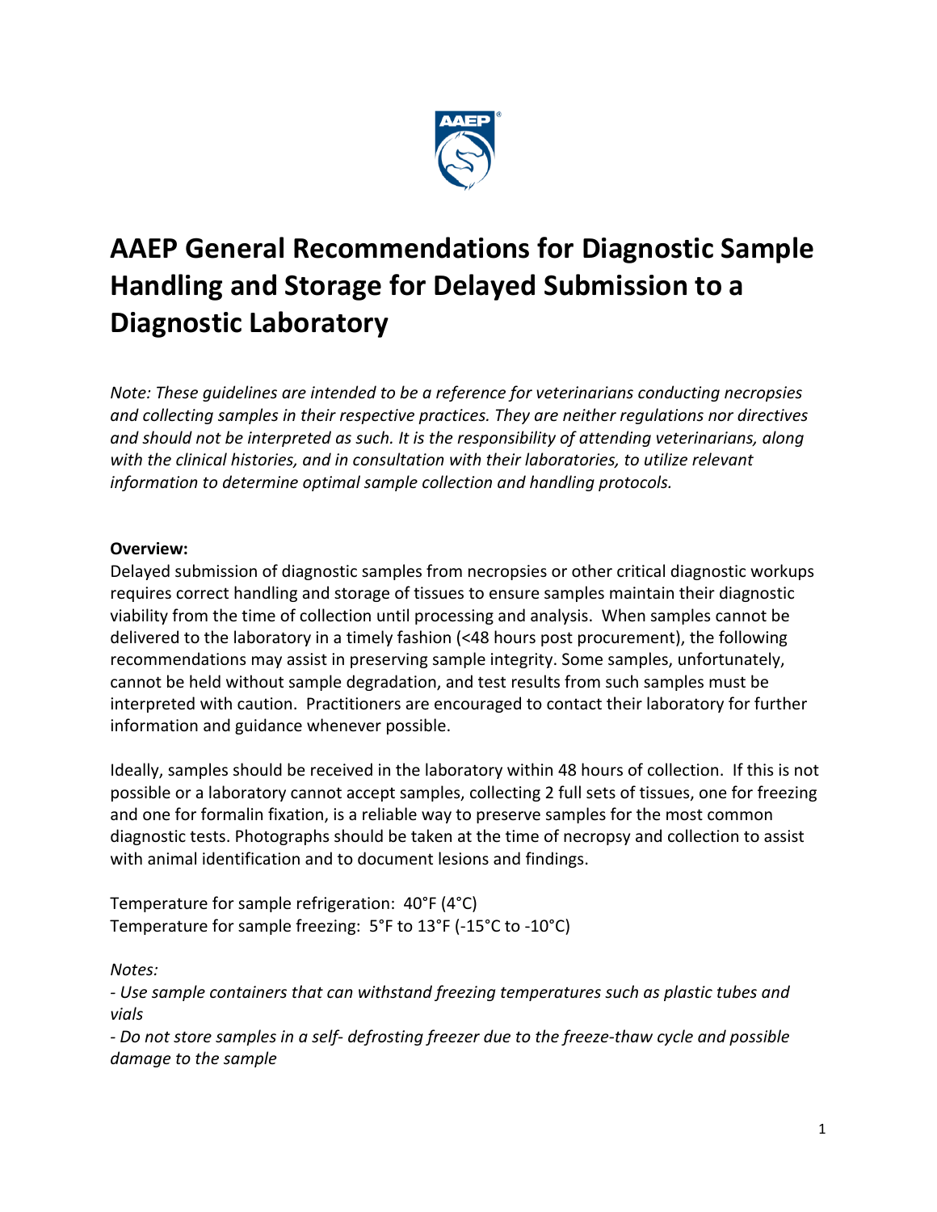# AAEP General Recommendations for Diagnostic Sample Handling and Storage for Delayed Submission to a Diagnostic Laboratory

*Note: These guidelines are intended to be a reference for veterinarians conducting necropsies and collecting samples in their respective practices. They are neither regulations nor directives and should not be interpreted as such. It is the responsibility of attending veterinarians, along with the clinical histories, and in consultation with their laboratories, to utilize relevant information to determine optimal sample collection and handling protocols.*

**Overview:**

Delayed submission of diagnostic samples from necropsies or other critical diagnostic workups requires correct handling and storage of tissues to ensure samples maintain their diagnostic viability from the time of collection until processing and analysis. When samples cannot be delivered to the laboratory in a timely fashion (<48 hours post procurement), the following recommendations may assist in preserving sample integrity. Some samples, unfortunately, cannot be held without sample degradation, and test results from such samples must be interpreted with caution. Practitioners are encouraged to contact their laboratory for further information and guidance whenever possible.

Ideally, samples should be received in the laboratory within 48 hours of collection. If this is not possible or a laboratory cannot accept samples, collecting 2 full sets of tissues, one for freezing and one for formalin fixation, is a reliable way to preserve samples for the most common diagnostic tests. Photographs should be taken at the time of necropsy and collection to assist with animal identification and to document lesions and findings.

Temperature for sample refrigeration: 40°F (4°C)
Temperature for sample freezing: 5°F to 13°F (-15°C to -10°C)

*Notes:*

*- Use sample containers that can withstand freezing temperatures such as plastic tubes and vials*

*- Do not store samples in a self- defrosting freezer due to the freeze-thaw cycle and possible damage to the sample*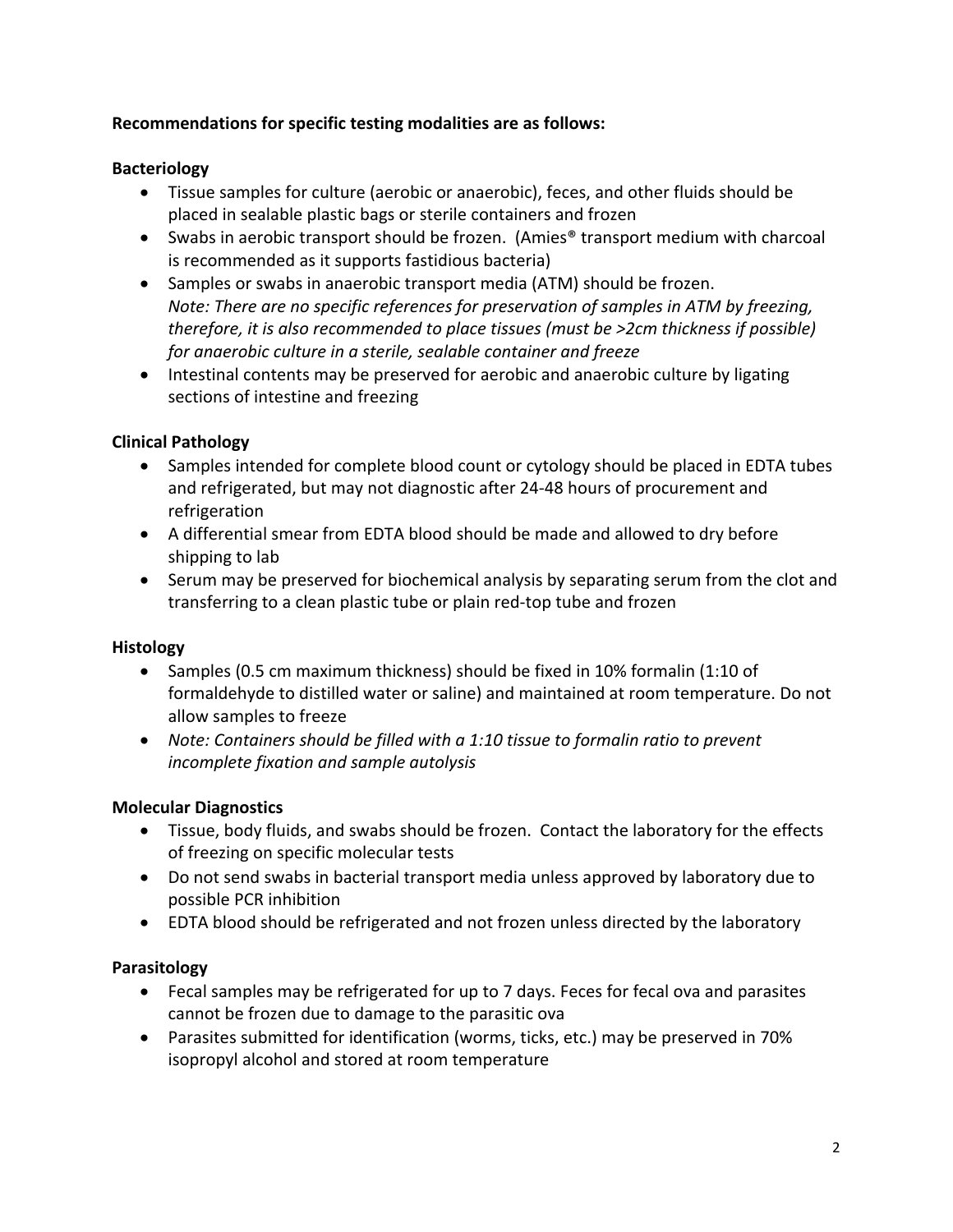**Recommendations for specific testing modalities are as follows:**

**Bacteriology**

- Tissue samples for culture (aerobic or anaerobic), feces, and other fluids should be placed in sealable plastic bags or sterile containers and frozen
- Swabs in aerobic transport should be frozen. (Amies® transport medium with charcoal is recommended as it supports fastidious bacteria)
- Samples or swabs in anaerobic transport media (ATM) should be frozen.
  *Note: There are no specific references for preservation of samples in ATM by freezing, therefore, it is also recommended to place tissues (must be >2cm thickness if possible) for anaerobic culture in a sterile, sealable container and freeze*
- Intestinal contents may be preserved for aerobic and anaerobic culture by ligating sections of intestine and freezing

**Clinical Pathology**

- Samples intended for complete blood count or cytology should be placed in EDTA tubes and refrigerated, but may not diagnostic after 24-48 hours of procurement and refrigeration
- A differential smear from EDTA blood should be made and allowed to dry before shipping to lab
- Serum may be preserved for biochemical analysis by separating serum from the clot and transferring to a clean plastic tube or plain red-top tube and frozen

**Histology**

- Samples (0.5 cm maximum thickness) should be fixed in 10% formalin (1:10 of formaldehyde to distilled water or saline) and maintained at room temperature. Do not allow samples to freeze
- *Note: Containers should be filled with a 1:10 tissue to formalin ratio to prevent incomplete fixation and sample autolysis*

**Molecular Diagnostics**

- Tissue, body fluids, and swabs should be frozen. Contact the laboratory for the effects of freezing on specific molecular tests
- Do not send swabs in bacterial transport media unless approved by laboratory due to possible PCR inhibition
- EDTA blood should be refrigerated and not frozen unless directed by the laboratory

**Parasitology**

- Fecal samples may be refrigerated for up to 7 days. Feces for fecal ova and parasites cannot be frozen due to damage to the parasitic ova
- Parasites submitted for identification (worms, ticks, etc.) may be preserved in 70% isopropyl alcohol and stored at room temperature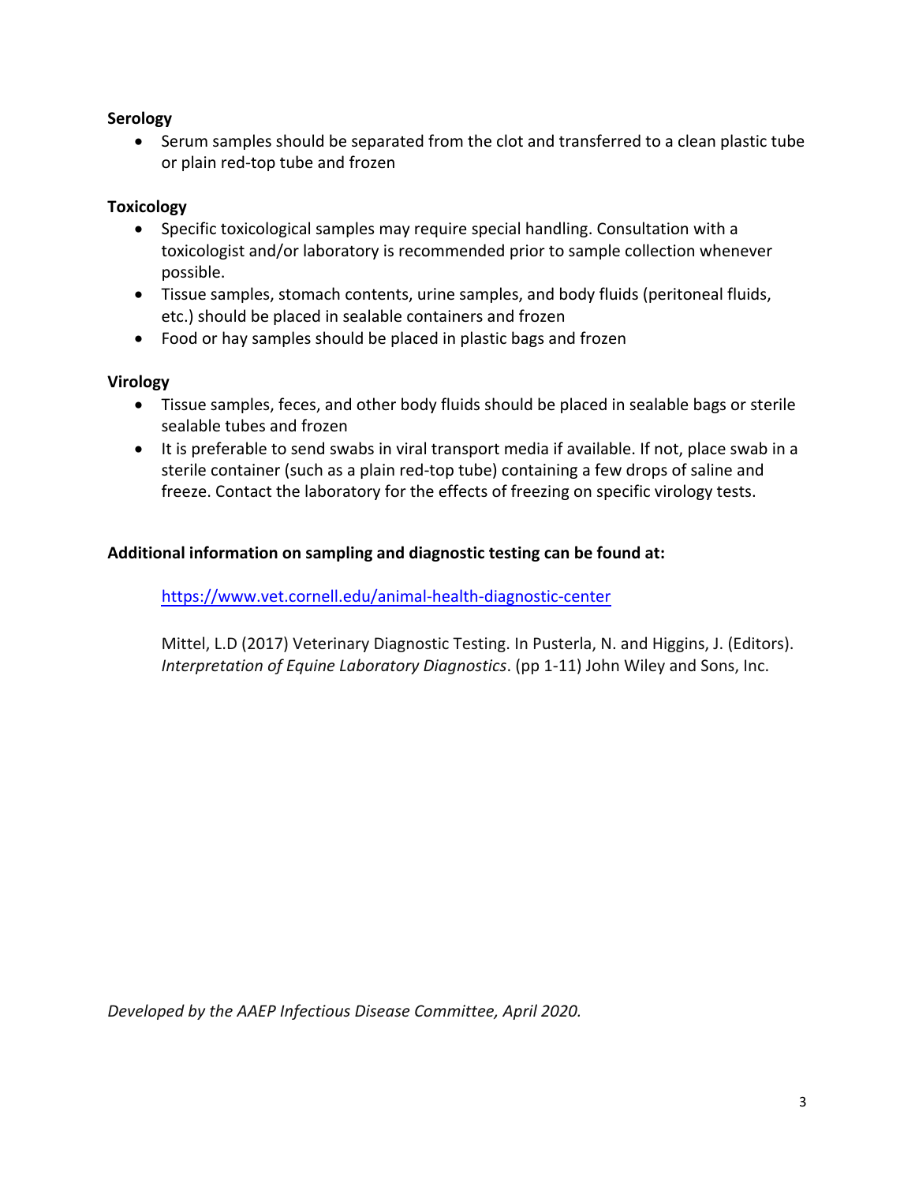**Serology**

- Serum samples should be separated from the clot and transferred to a clean plastic tube or plain red-top tube and frozen

**Toxicology**

- Specific toxicological samples may require special handling. Consultation with a toxicologist and/or laboratory is recommended prior to sample collection whenever possible.
- Tissue samples, stomach contents, urine samples, and body fluids (peritoneal fluids, etc.) should be placed in sealable containers and frozen
- Food or hay samples should be placed in plastic bags and frozen

**Virology**

- Tissue samples, feces, and other body fluids should be placed in sealable bags or sterile sealable tubes and frozen
- It is preferable to send swabs in viral transport media if available. If not, place swab in a sterile container (such as a plain red-top tube) containing a few drops of saline and freeze. Contact the laboratory for the effects of freezing on specific virology tests.

**Additional information on sampling and diagnostic testing can be found at:**

https://www.vet.cornell.edu/animal-health-diagnostic-center

Mittel, L.D (2017) Veterinary Diagnostic Testing. In Pusterla, N. and Higgins, J. (Editors). *Interpretation of Equine Laboratory Diagnostics*. (pp 1-11) John Wiley and Sons, Inc.

*Developed by the AAEP Infectious Disease Committee, April 2020.*